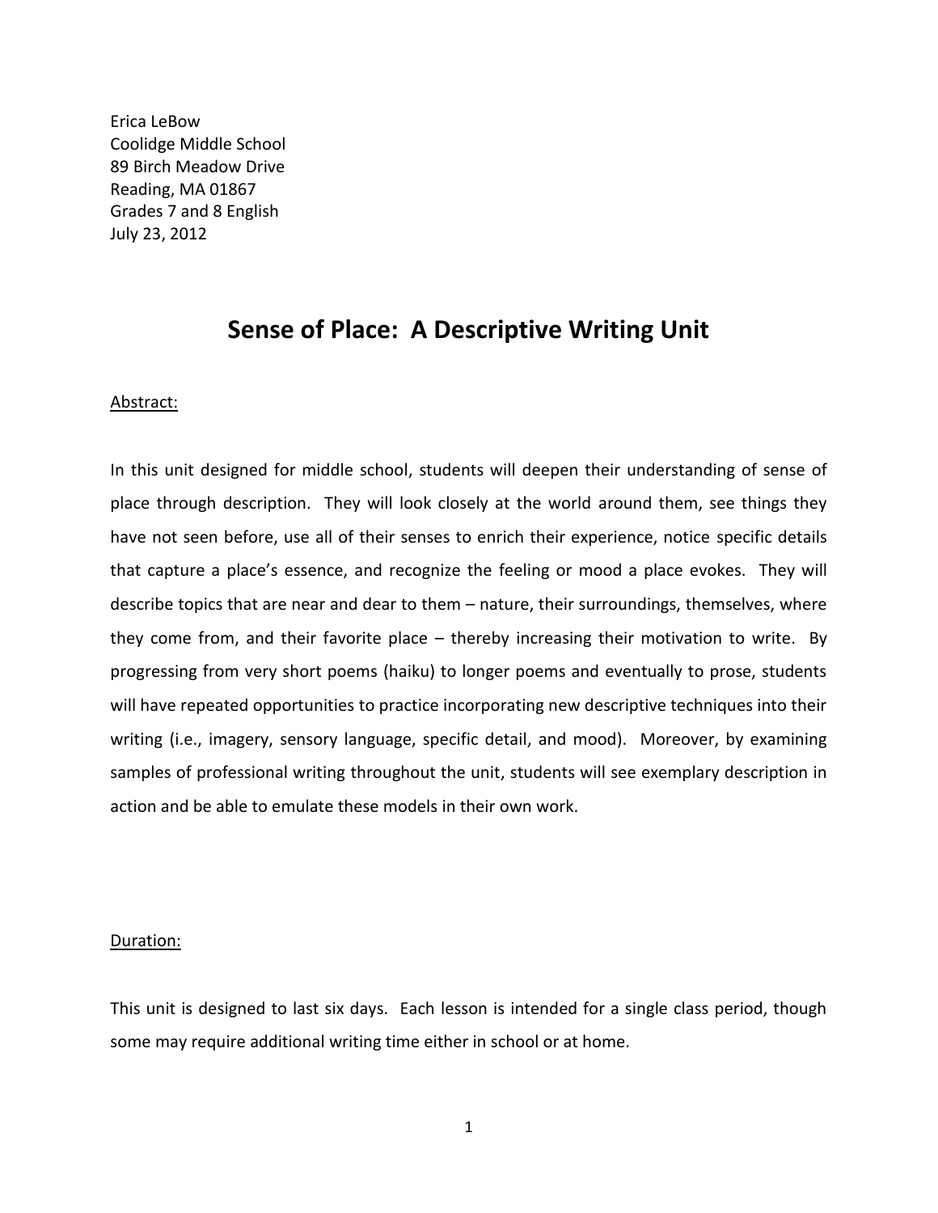Erica LeBow
Coolidge Middle School
89 Birch Meadow Drive
Reading, MA 01867
Grades 7 and 8 English
July 23, 2012

# Sense of Place: A Descriptive Writing Unit

Abstract:

In this unit designed for middle school, students will deepen their understanding of sense of place through description. They will look closely at the world around them, see things they have not seen before, use all of their senses to enrich their experience, notice specific details that capture a place's essence, and recognize the feeling or mood a place evokes. They will describe topics that are near and dear to them – nature, their surroundings, themselves, where they come from, and their favorite place – thereby increasing their motivation to write. By progressing from very short poems (haiku) to longer poems and eventually to prose, students will have repeated opportunities to practice incorporating new descriptive techniques into their writing (i.e., imagery, sensory language, specific detail, and mood). Moreover, by examining samples of professional writing throughout the unit, students will see exemplary description in action and be able to emulate these models in their own work.

Duration:

This unit is designed to last six days. Each lesson is intended for a single class period, though some may require additional writing time either in school or at home.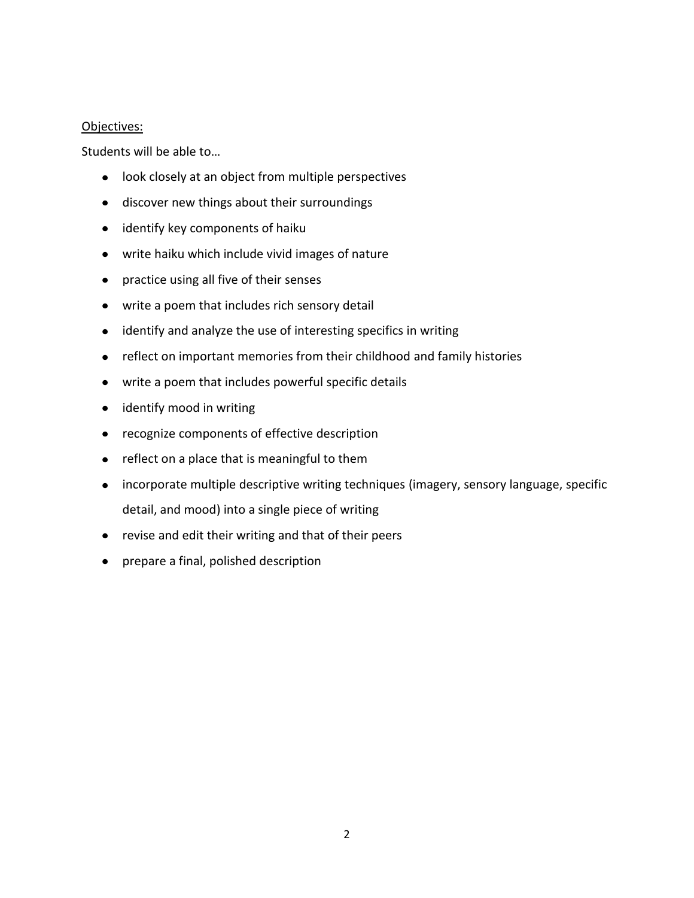Objectives:

Students will be able to…

- look closely at an object from multiple perspectives
- discover new things about their surroundings
- identify key components of haiku
- write haiku which include vivid images of nature
- practice using all five of their senses
- write a poem that includes rich sensory detail
- identify and analyze the use of interesting specifics in writing
- reflect on important memories from their childhood and family histories
- write a poem that includes powerful specific details
- identify mood in writing
- recognize components of effective description
- reflect on a place that is meaningful to them
- incorporate multiple descriptive writing techniques (imagery, sensory language, specific detail, and mood) into a single piece of writing
- revise and edit their writing and that of their peers
- prepare a final, polished description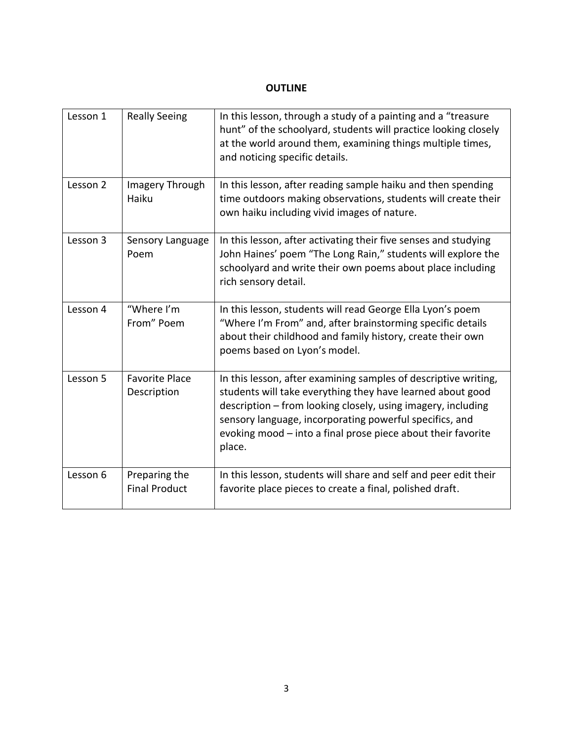# OUTLINE

| | | |
|---|---|---|
| Lesson 1 | Really Seeing | In this lesson, through a study of a painting and a "treasure hunt" of the schoolyard, students will practice looking closely at the world around them, examining things multiple times, and noticing specific details. |
| Lesson 2 | Imagery Through Haiku | In this lesson, after reading sample haiku and then spending time outdoors making observations, students will create their own haiku including vivid images of nature. |
| Lesson 3 | Sensory Language Poem | In this lesson, after activating their five senses and studying John Haines' poem "The Long Rain," students will explore the schoolyard and write their own poems about place including rich sensory detail. |
| Lesson 4 | "Where I'm From" Poem | In this lesson, students will read George Ella Lyon's poem "Where I'm From" and, after brainstorming specific details about their childhood and family history, create their own poems based on Lyon's model. |
| Lesson 5 | Favorite Place Description | In this lesson, after examining samples of descriptive writing, students will take everything they have learned about good description – from looking closely, using imagery, including sensory language, incorporating powerful specifics, and evoking mood – into a final prose piece about their favorite place. |
| Lesson 6 | Preparing the Final Product | In this lesson, students will share and self and peer edit their favorite place pieces to create a final, polished draft. |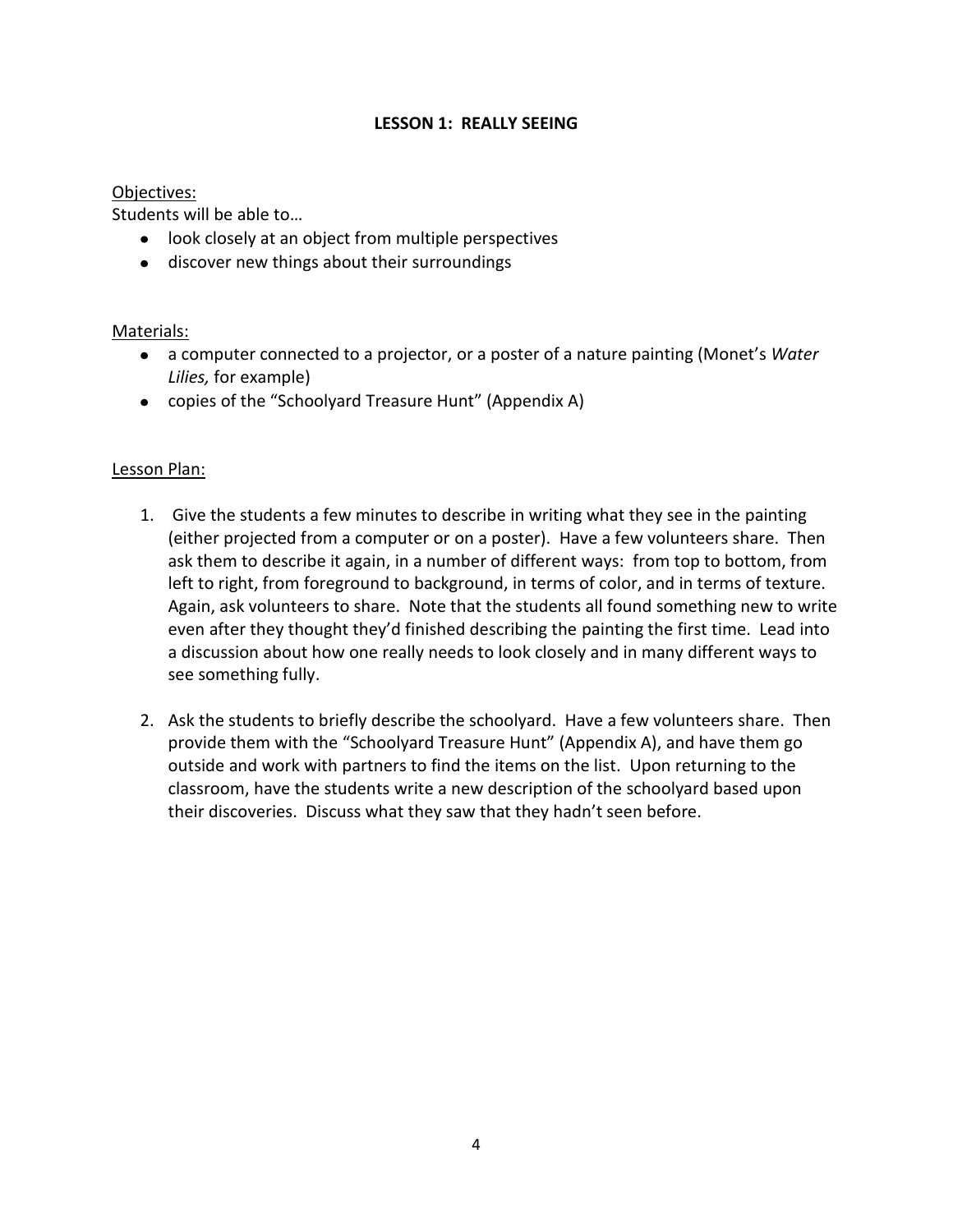# LESSON 1: REALLY SEEING

Objectives:

Students will be able to…

- look closely at an object from multiple perspectives
- discover new things about their surroundings

Materials:

- a computer connected to a projector, or a poster of a nature painting (Monet's *Water Lilies,* for example)
- copies of the "Schoolyard Treasure Hunt" (Appendix A)

Lesson Plan:

1. Give the students a few minutes to describe in writing what they see in the painting (either projected from a computer or on a poster). Have a few volunteers share. Then ask them to describe it again, in a number of different ways: from top to bottom, from left to right, from foreground to background, in terms of color, and in terms of texture. Again, ask volunteers to share. Note that the students all found something new to write even after they thought they'd finished describing the painting the first time. Lead into a discussion about how one really needs to look closely and in many different ways to see something fully.

2. Ask the students to briefly describe the schoolyard. Have a few volunteers share. Then provide them with the "Schoolyard Treasure Hunt" (Appendix A), and have them go outside and work with partners to find the items on the list. Upon returning to the classroom, have the students write a new description of the schoolyard based upon their discoveries. Discuss what they saw that they hadn't seen before.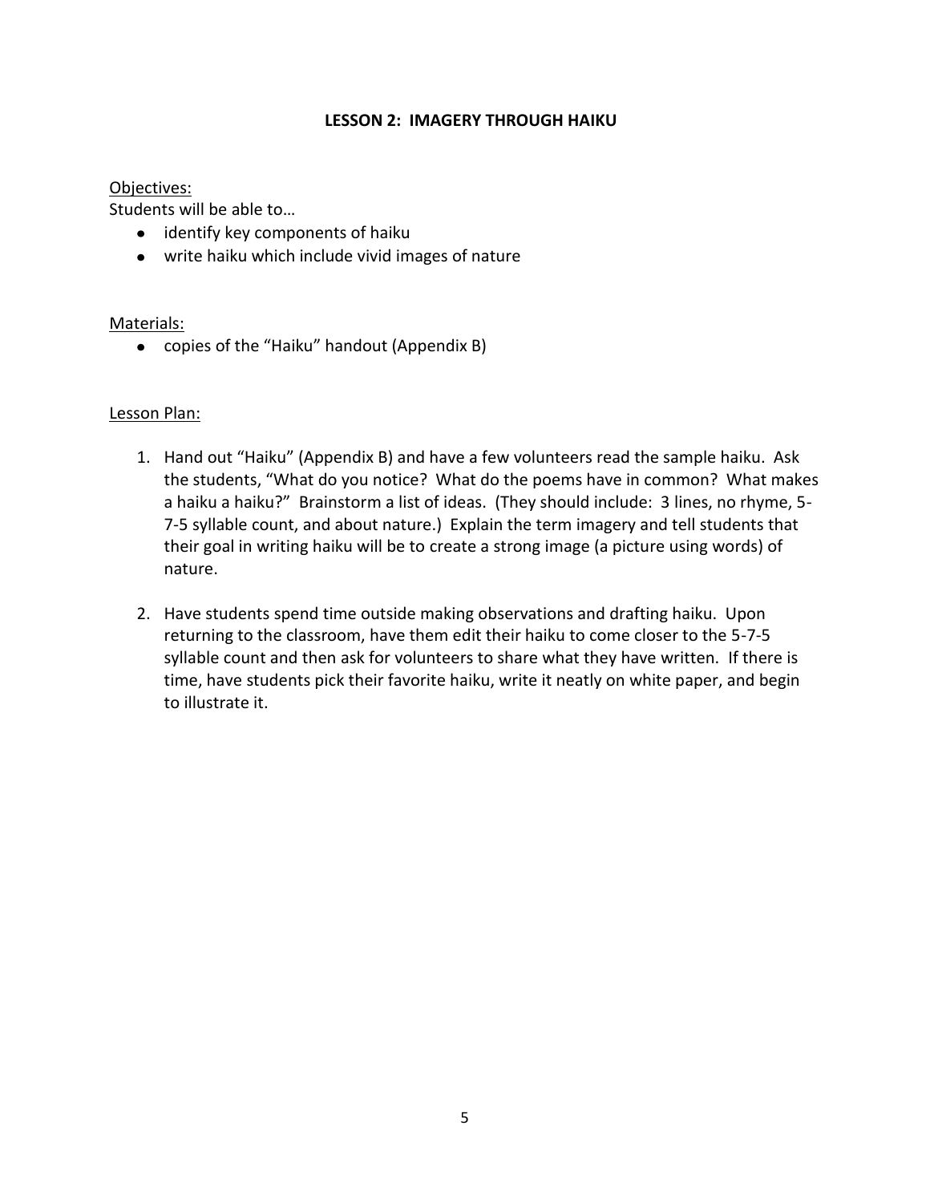## LESSON 2: IMAGERY THROUGH HAIKU

<u>Objectives:</u>

Students will be able to…

- identify key components of haiku
- write haiku which include vivid images of nature

<u>Materials:</u>

- copies of the "Haiku" handout (Appendix B)

<u>Lesson Plan:</u>

1. Hand out "Haiku" (Appendix B) and have a few volunteers read the sample haiku. Ask the students, "What do you notice? What do the poems have in common? What makes a haiku a haiku?" Brainstorm a list of ideas. (They should include: 3 lines, no rhyme, 5-7-5 syllable count, and about nature.) Explain the term imagery and tell students that their goal in writing haiku will be to create a strong image (a picture using words) of nature.

2. Have students spend time outside making observations and drafting haiku. Upon returning to the classroom, have them edit their haiku to come closer to the 5-7-5 syllable count and then ask for volunteers to share what they have written. If there is time, have students pick their favorite haiku, write it neatly on white paper, and begin to illustrate it.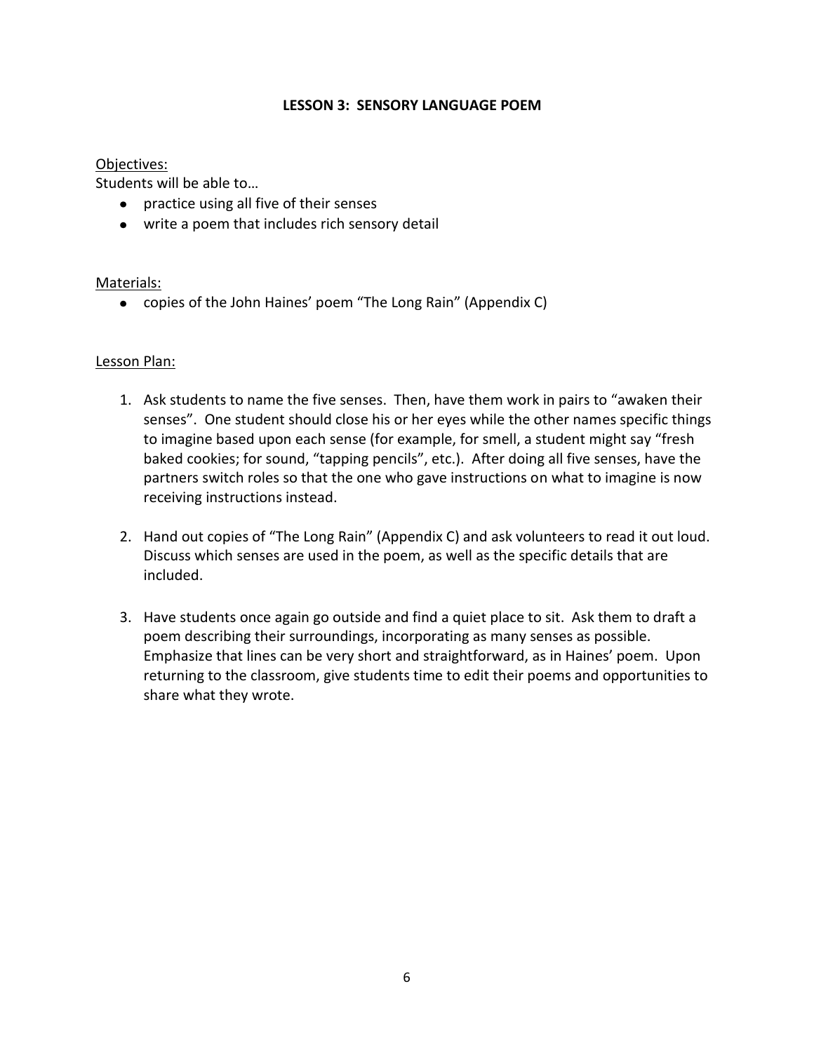## LESSON 3: SENSORY LANGUAGE POEM

Objectives:

Students will be able to…

- practice using all five of their senses
- write a poem that includes rich sensory detail

Materials:

- copies of the John Haines' poem "The Long Rain" (Appendix C)

Lesson Plan:

1. Ask students to name the five senses. Then, have them work in pairs to "awaken their senses". One student should close his or her eyes while the other names specific things to imagine based upon each sense (for example, for smell, a student might say "fresh baked cookies; for sound, "tapping pencils", etc.). After doing all five senses, have the partners switch roles so that the one who gave instructions on what to imagine is now receiving instructions instead.

2. Hand out copies of "The Long Rain" (Appendix C) and ask volunteers to read it out loud. Discuss which senses are used in the poem, as well as the specific details that are included.

3. Have students once again go outside and find a quiet place to sit. Ask them to draft a poem describing their surroundings, incorporating as many senses as possible. Emphasize that lines can be very short and straightforward, as in Haines' poem. Upon returning to the classroom, give students time to edit their poems and opportunities to share what they wrote.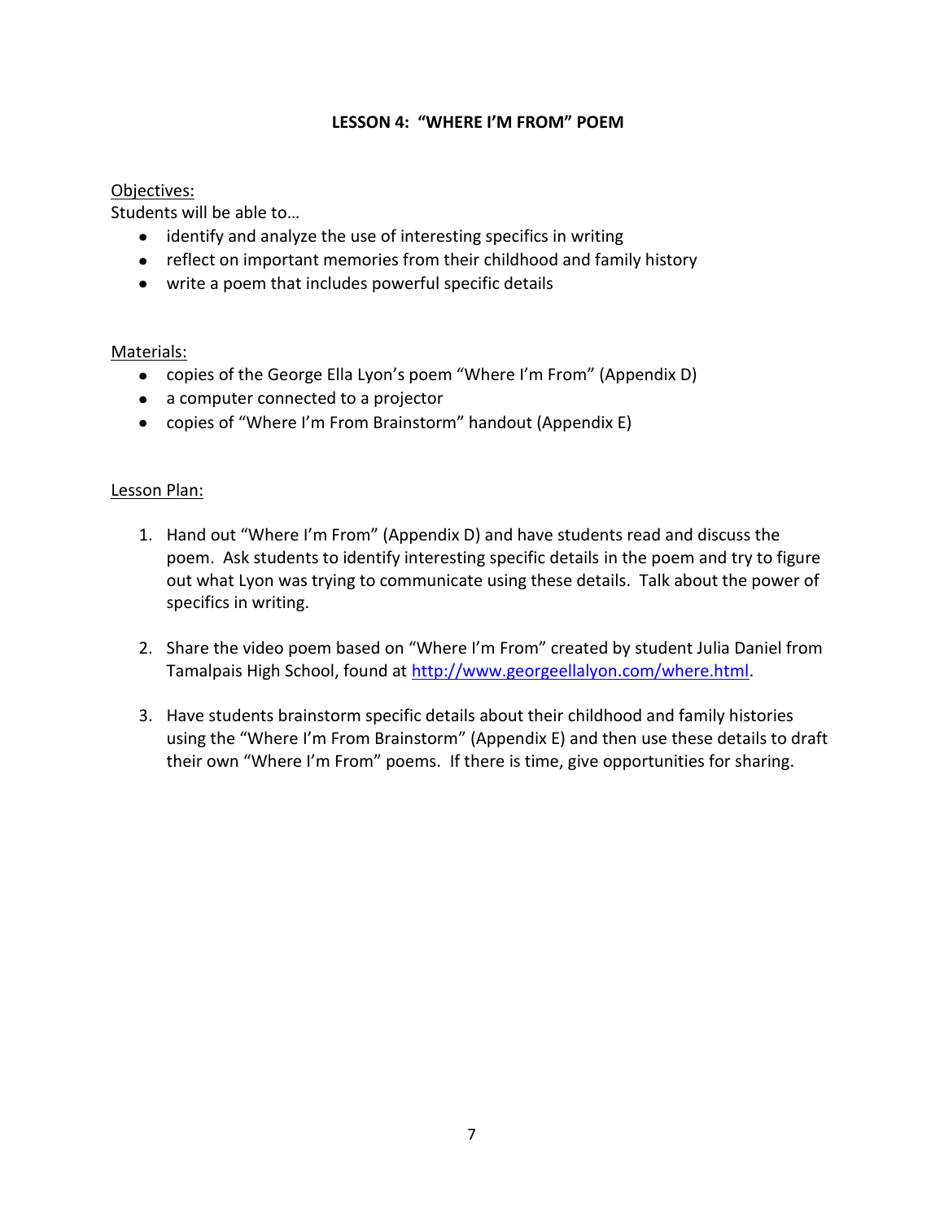## LESSON 4: "WHERE I'M FROM" POEM

Objectives:

Students will be able to…

- identify and analyze the use of interesting specifics in writing
- reflect on important memories from their childhood and family history
- write a poem that includes powerful specific details

Materials:

- copies of the George Ella Lyon's poem "Where I'm From" (Appendix D)
- a computer connected to a projector
- copies of "Where I'm From Brainstorm" handout (Appendix E)

Lesson Plan:

1. Hand out "Where I'm From" (Appendix D) and have students read and discuss the poem. Ask students to identify interesting specific details in the poem and try to figure out what Lyon was trying to communicate using these details. Talk about the power of specifics in writing.

2. Share the video poem based on "Where I'm From" created by student Julia Daniel from Tamalpais High School, found at [http://www.georgeellalyon.com/where.html](http://www.georgeellalyon.com/where.html).

3. Have students brainstorm specific details about their childhood and family histories using the "Where I'm From Brainstorm" (Appendix E) and then use these details to draft their own "Where I'm From" poems. If there is time, give opportunities for sharing.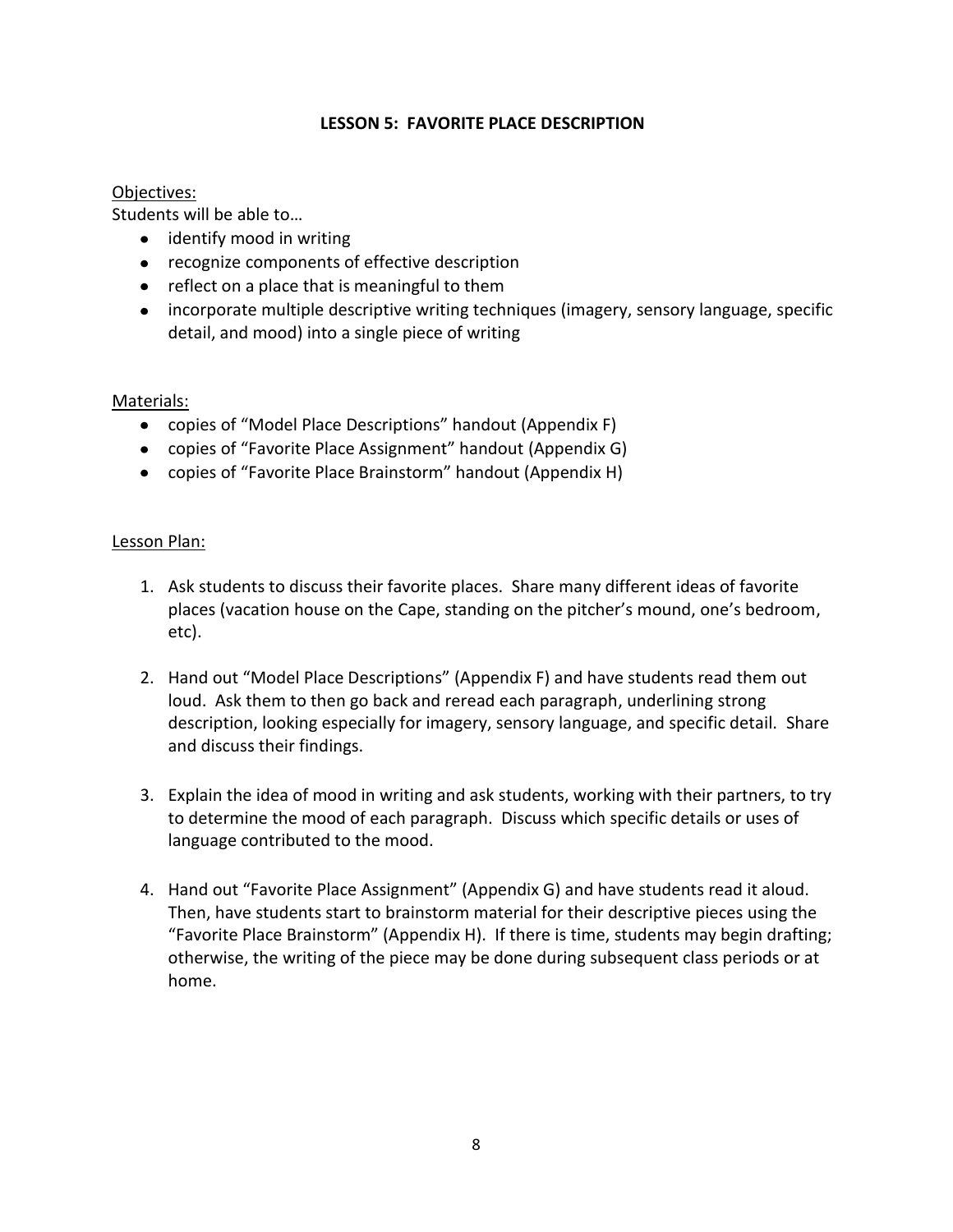# LESSON 5: FAVORITE PLACE DESCRIPTION

Objectives:

Students will be able to…

- identify mood in writing
- recognize components of effective description
- reflect on a place that is meaningful to them
- incorporate multiple descriptive writing techniques (imagery, sensory language, specific detail, and mood) into a single piece of writing

Materials:

- copies of "Model Place Descriptions" handout (Appendix F)
- copies of "Favorite Place Assignment" handout (Appendix G)
- copies of "Favorite Place Brainstorm" handout (Appendix H)

Lesson Plan:

1. Ask students to discuss their favorite places. Share many different ideas of favorite places (vacation house on the Cape, standing on the pitcher's mound, one's bedroom, etc).

2. Hand out "Model Place Descriptions" (Appendix F) and have students read them out loud. Ask them to then go back and reread each paragraph, underlining strong description, looking especially for imagery, sensory language, and specific detail. Share and discuss their findings.

3. Explain the idea of mood in writing and ask students, working with their partners, to try to determine the mood of each paragraph. Discuss which specific details or uses of language contributed to the mood.

4. Hand out "Favorite Place Assignment" (Appendix G) and have students read it aloud. Then, have students start to brainstorm material for their descriptive pieces using the "Favorite Place Brainstorm" (Appendix H). If there is time, students may begin drafting; otherwise, the writing of the piece may be done during subsequent class periods or at home.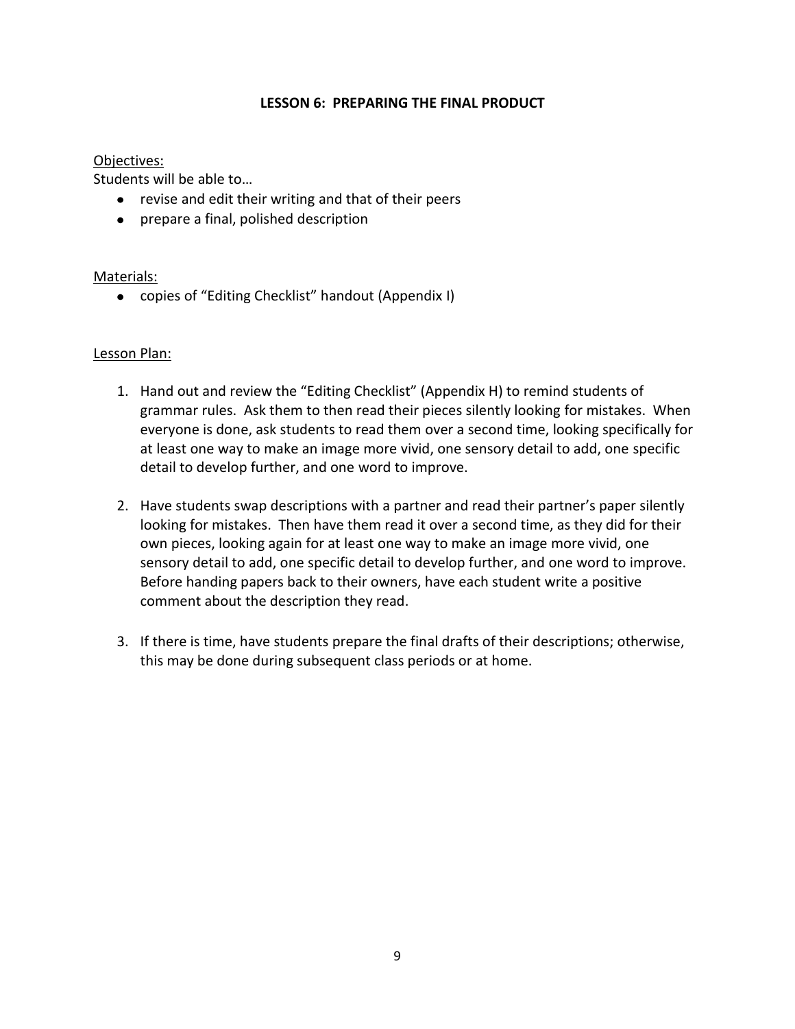## LESSON 6: PREPARING THE FINAL PRODUCT

Objectives:

Students will be able to…

- revise and edit their writing and that of their peers
- prepare a final, polished description

Materials:

- copies of "Editing Checklist" handout (Appendix I)

Lesson Plan:

1. Hand out and review the "Editing Checklist" (Appendix H) to remind students of grammar rules. Ask them to then read their pieces silently looking for mistakes. When everyone is done, ask students to read them over a second time, looking specifically for at least one way to make an image more vivid, one sensory detail to add, one specific detail to develop further, and one word to improve.

2. Have students swap descriptions with a partner and read their partner's paper silently looking for mistakes. Then have them read it over a second time, as they did for their own pieces, looking again for at least one way to make an image more vivid, one sensory detail to add, one specific detail to develop further, and one word to improve. Before handing papers back to their owners, have each student write a positive comment about the description they read.

3. If there is time, have students prepare the final drafts of their descriptions; otherwise, this may be done during subsequent class periods or at home.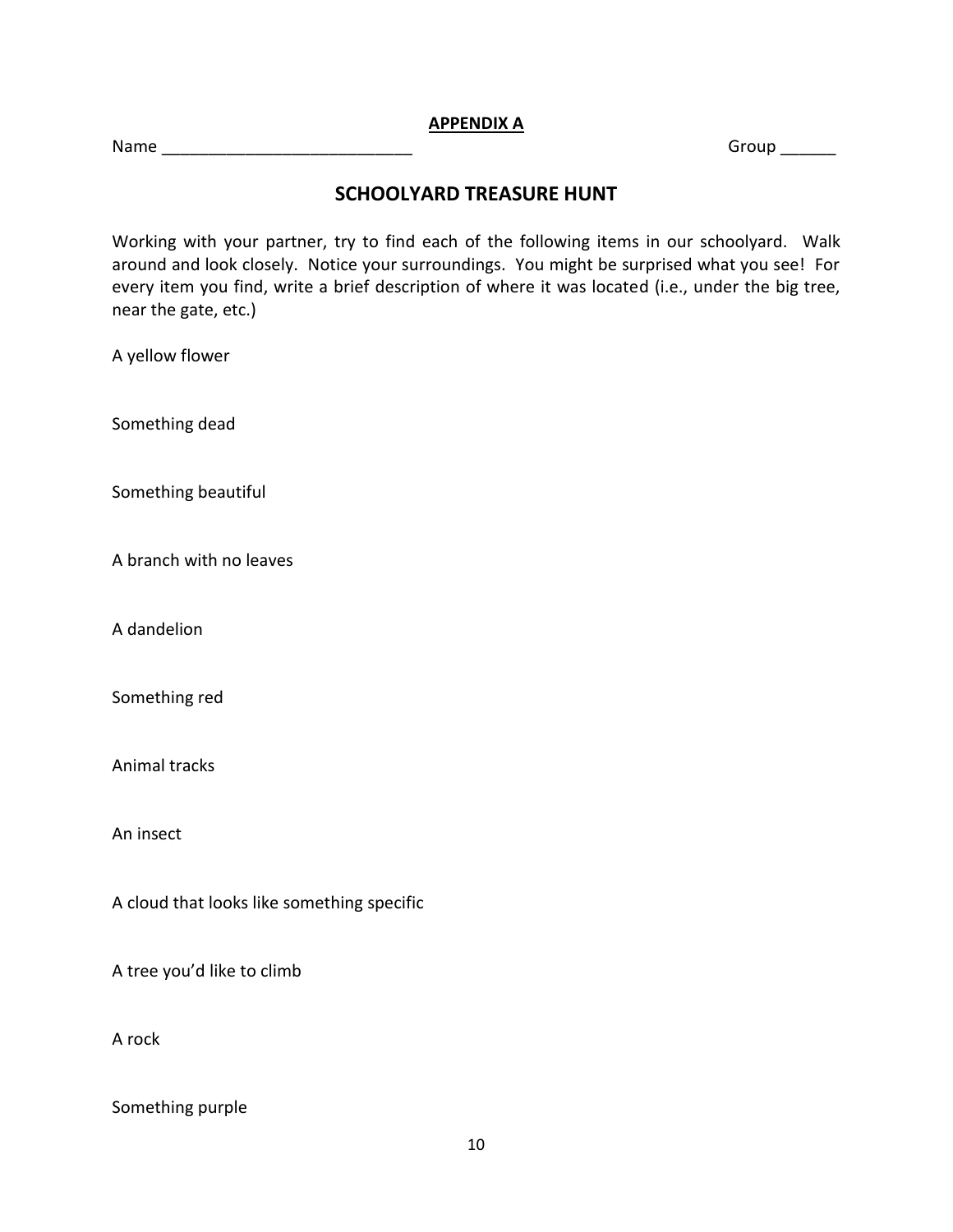**APPENDIX A**

Name ___________________________ Group ______

## SCHOOLYARD TREASURE HUNT

Working with your partner, try to find each of the following items in our schoolyard. Walk around and look closely. Notice your surroundings. You might be surprised what you see! For every item you find, write a brief description of where it was located (i.e., under the big tree, near the gate, etc.)

A yellow flower

Something dead

Something beautiful

A branch with no leaves

A dandelion

Something red

Animal tracks

An insect

A cloud that looks like something specific

A tree you'd like to climb

A rock

Something purple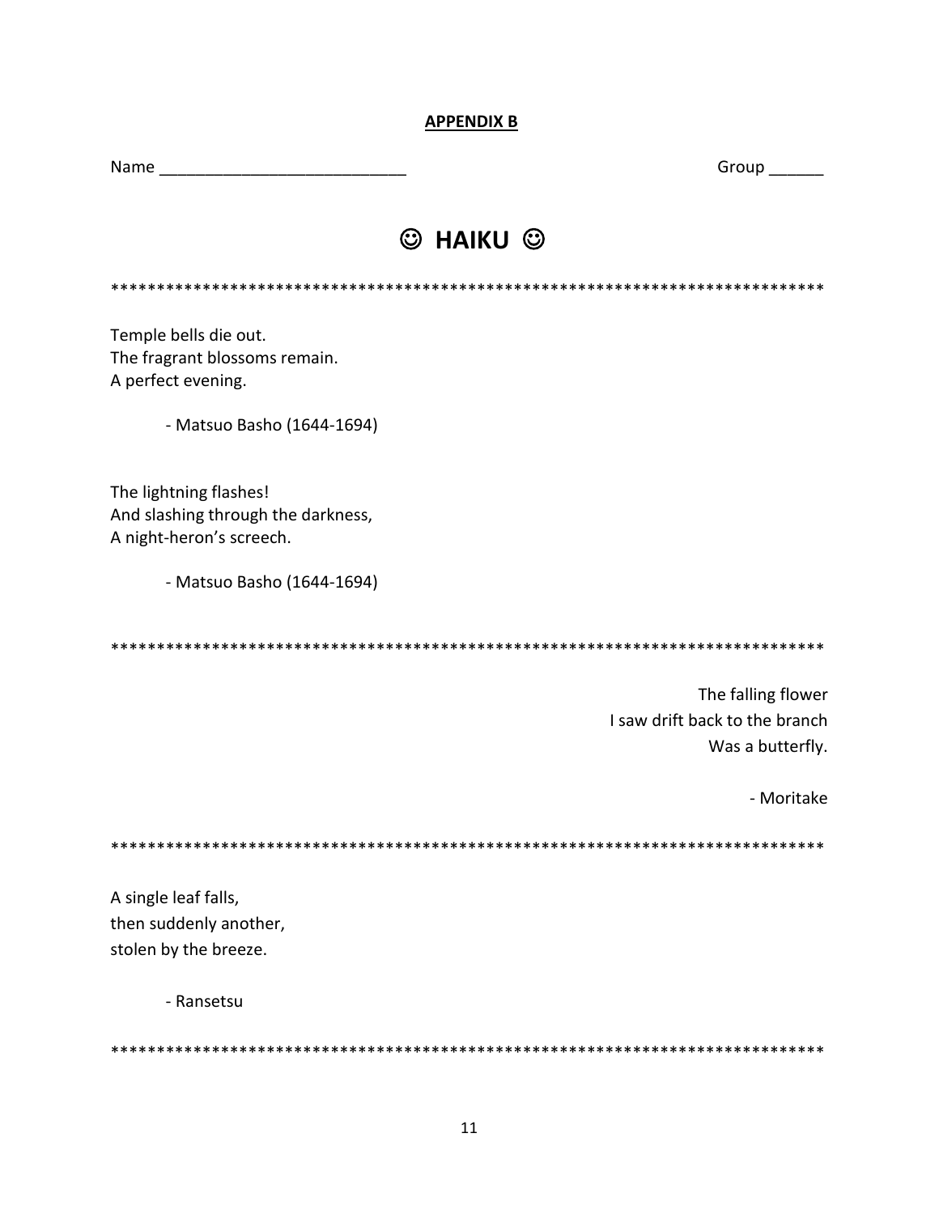**APPENDIX B**

Name ___________________________ Group ______

# ☺ HAIKU ☺

********************************************************************************

Temple bells die out.
The fragrant blossoms remain.
A perfect evening.

- Matsuo Basho (1644-1694)

The lightning flashes!
And slashing through the darkness,
A night-heron's screech.

- Matsuo Basho (1644-1694)

********************************************************************************

The falling flower
I saw drift back to the branch
Was a butterfly.

- Moritake

********************************************************************************

A single leaf falls,
then suddenly another,
stolen by the breeze.

- Ransetsu

********************************************************************************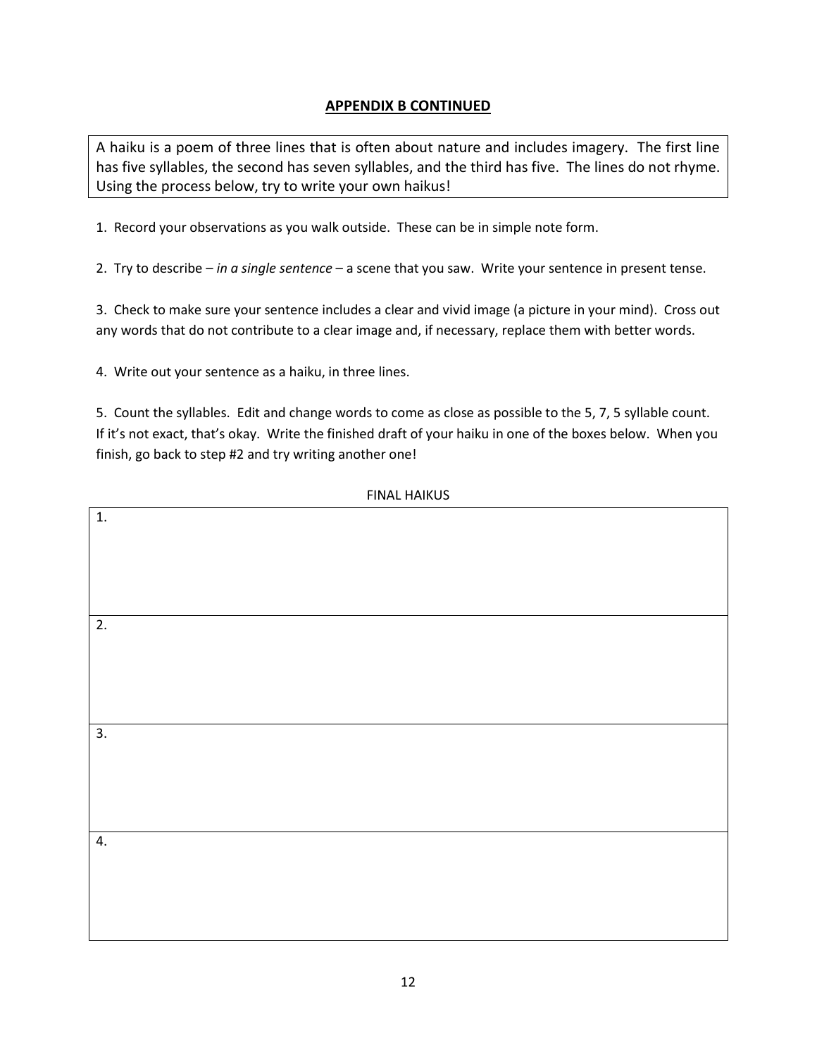## APPENDIX B CONTINUED

A haiku is a poem of three lines that is often about nature and includes imagery. The first line has five syllables, the second has seven syllables, and the third has five. The lines do not rhyme. Using the process below, try to write your own haikus!

1. Record your observations as you walk outside. These can be in simple note form.

2. Try to describe – *in a single sentence* – a scene that you saw. Write your sentence in present tense.

3. Check to make sure your sentence includes a clear and vivid image (a picture in your mind). Cross out any words that do not contribute to a clear image and, if necessary, replace them with better words.

4. Write out your sentence as a haiku, in three lines.

5. Count the syllables. Edit and change words to come as close as possible to the 5, 7, 5 syllable count. If it's not exact, that's okay. Write the finished draft of your haiku in one of the boxes below. When you finish, go back to step #2 and try writing another one!

FINAL HAIKUS

| FINAL HAIKUS |
| --- |
| 1. |
| 2. |
| 3. |
| 4. |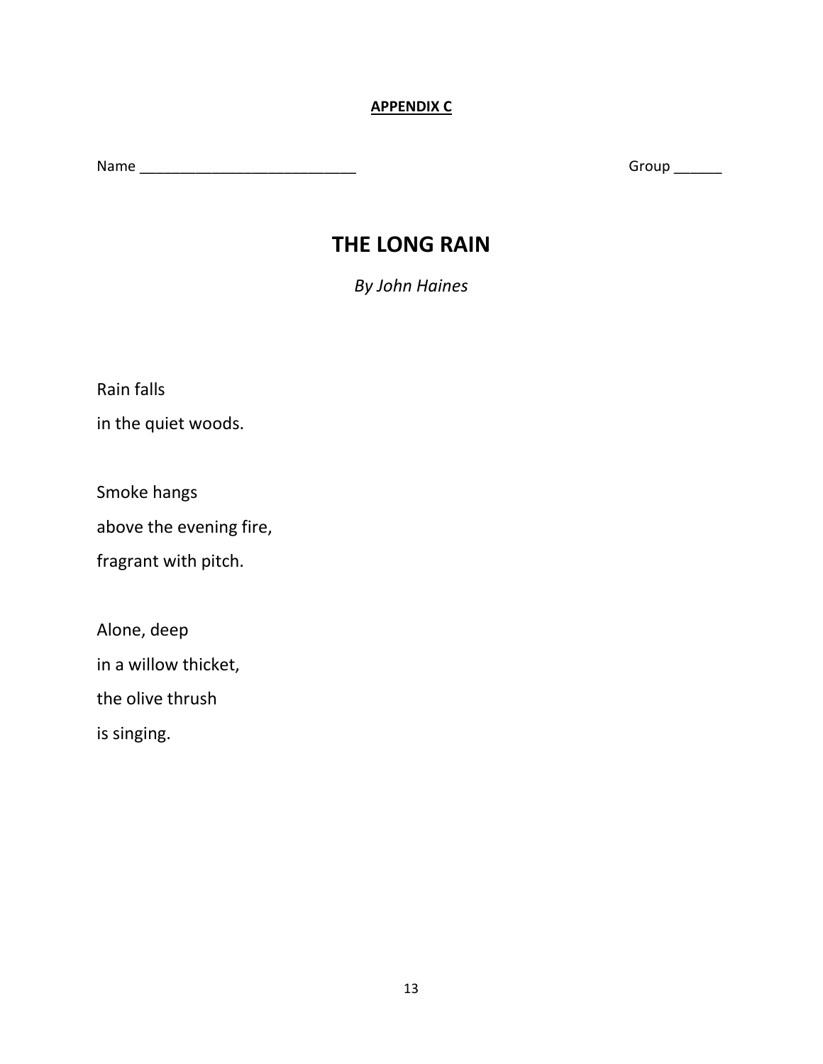**APPENDIX C**

Name ___________________________ Group ______

# THE LONG RAIN

*By John Haines*

Rain falls  
in the quiet woods.

Smoke hangs  
above the evening fire,  
fragrant with pitch.

Alone, deep  
in a willow thicket,  
the olive thrush  
is singing.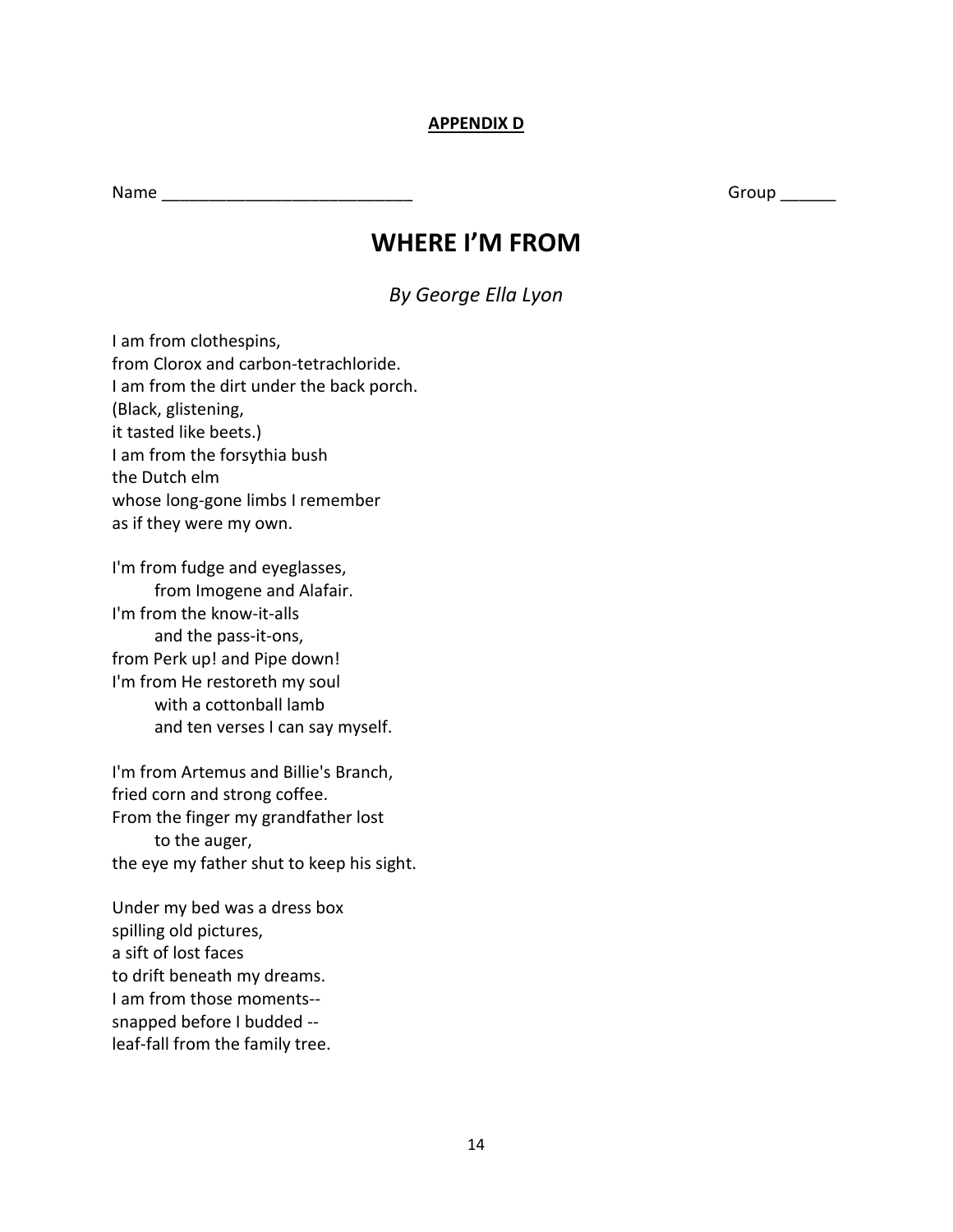**APPENDIX D**

Name ___________________________ Group ______

# WHERE I'M FROM

*By George Ella Lyon*

I am from clothespins,
from Clorox and carbon-tetrachloride.
I am from the dirt under the back porch.
(Black, glistening,
it tasted like beets.)
I am from the forsythia bush
the Dutch elm
whose long-gone limbs I remember
as if they were my own.

I'm from fudge and eyeglasses,
&nbsp;&nbsp;&nbsp;&nbsp;&nbsp;&nbsp;&nbsp;&nbsp;from Imogene and Alafair.
I'm from the know-it-alls
&nbsp;&nbsp;&nbsp;&nbsp;&nbsp;&nbsp;&nbsp;&nbsp;and the pass-it-ons,
from Perk up! and Pipe down!
I'm from He restoreth my soul
&nbsp;&nbsp;&nbsp;&nbsp;&nbsp;&nbsp;&nbsp;&nbsp;with a cottonball lamb
&nbsp;&nbsp;&nbsp;&nbsp;&nbsp;&nbsp;&nbsp;&nbsp;and ten verses I can say myself.

I'm from Artemus and Billie's Branch,
fried corn and strong coffee.
From the finger my grandfather lost
&nbsp;&nbsp;&nbsp;&nbsp;&nbsp;&nbsp;&nbsp;&nbsp;to the auger,
the eye my father shut to keep his sight.

Under my bed was a dress box
spilling old pictures,
a sift of lost faces
to drift beneath my dreams.
I am from those moments--
snapped before I budded --
leaf-fall from the family tree.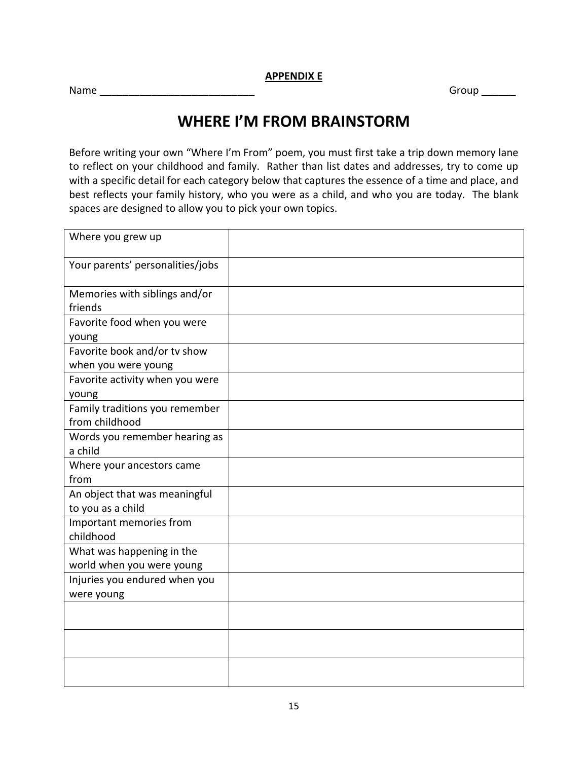**APPENDIX E**

Name ___________________________ Group ______

# WHERE I'M FROM BRAINSTORM

Before writing your own "Where I'm From" poem, you must first take a trip down memory lane to reflect on your childhood and family. Rather than list dates and addresses, try to come up with a specific detail for each category below that captures the essence of a time and place, and best reflects your family history, who you were as a child, and who you are today. The blank spaces are designed to allow you to pick your own topics.

| | |
|---|---|
| Where you grew up | |
| Your parents' personalities/jobs | |
| Memories with siblings and/or friends | |
| Favorite food when you were young | |
| Favorite book and/or tv show when you were young | |
| Favorite activity when you were young | |
| Family traditions you remember from childhood | |
| Words you remember hearing as a child | |
| Where your ancestors came from | |
| An object that was meaningful to you as a child | |
| Important memories from childhood | |
| What was happening in the world when you were young | |
| Injuries you endured when you were young | |
| | |
| | |
| | |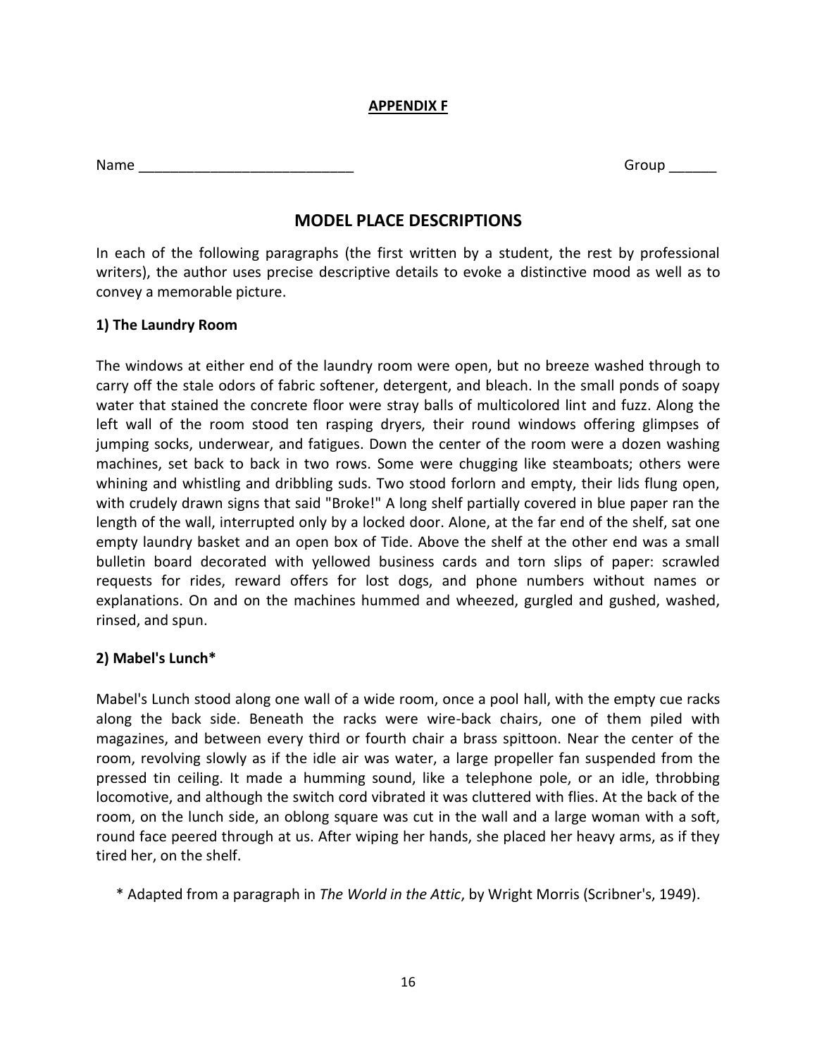**APPENDIX F**

Name ___________________________ Group ______

## MODEL PLACE DESCRIPTIONS

In each of the following paragraphs (the first written by a student, the rest by professional writers), the author uses precise descriptive details to evoke a distinctive mood as well as to convey a memorable picture.

### 1) The Laundry Room

The windows at either end of the laundry room were open, but no breeze washed through to carry off the stale odors of fabric softener, detergent, and bleach. In the small ponds of soapy water that stained the concrete floor were stray balls of multicolored lint and fuzz. Along the left wall of the room stood ten rasping dryers, their round windows offering glimpses of jumping socks, underwear, and fatigues. Down the center of the room were a dozen washing machines, set back to back in two rows. Some were chugging like steamboats; others were whining and whistling and dribbling suds. Two stood forlorn and empty, their lids flung open, with crudely drawn signs that said "Broke!" A long shelf partially covered in blue paper ran the length of the wall, interrupted only by a locked door. Alone, at the far end of the shelf, sat one empty laundry basket and an open box of Tide. Above the shelf at the other end was a small bulletin board decorated with yellowed business cards and torn slips of paper: scrawled requests for rides, reward offers for lost dogs, and phone numbers without names or explanations. On and on the machines hummed and wheezed, gurgled and gushed, washed, rinsed, and spun.

### 2) Mabel's Lunch*

Mabel's Lunch stood along one wall of a wide room, once a pool hall, with the empty cue racks along the back side. Beneath the racks were wire-back chairs, one of them piled with magazines, and between every third or fourth chair a brass spittoon. Near the center of the room, revolving slowly as if the idle air was water, a large propeller fan suspended from the pressed tin ceiling. It made a humming sound, like a telephone pole, or an idle, throbbing locomotive, and although the switch cord vibrated it was cluttered with flies. At the back of the room, on the lunch side, an oblong square was cut in the wall and a large woman with a soft, round face peered through at us. After wiping her hands, she placed her heavy arms, as if they tired her, on the shelf.

\* Adapted from a paragraph in *The World in the Attic*, by Wright Morris (Scribner's, 1949).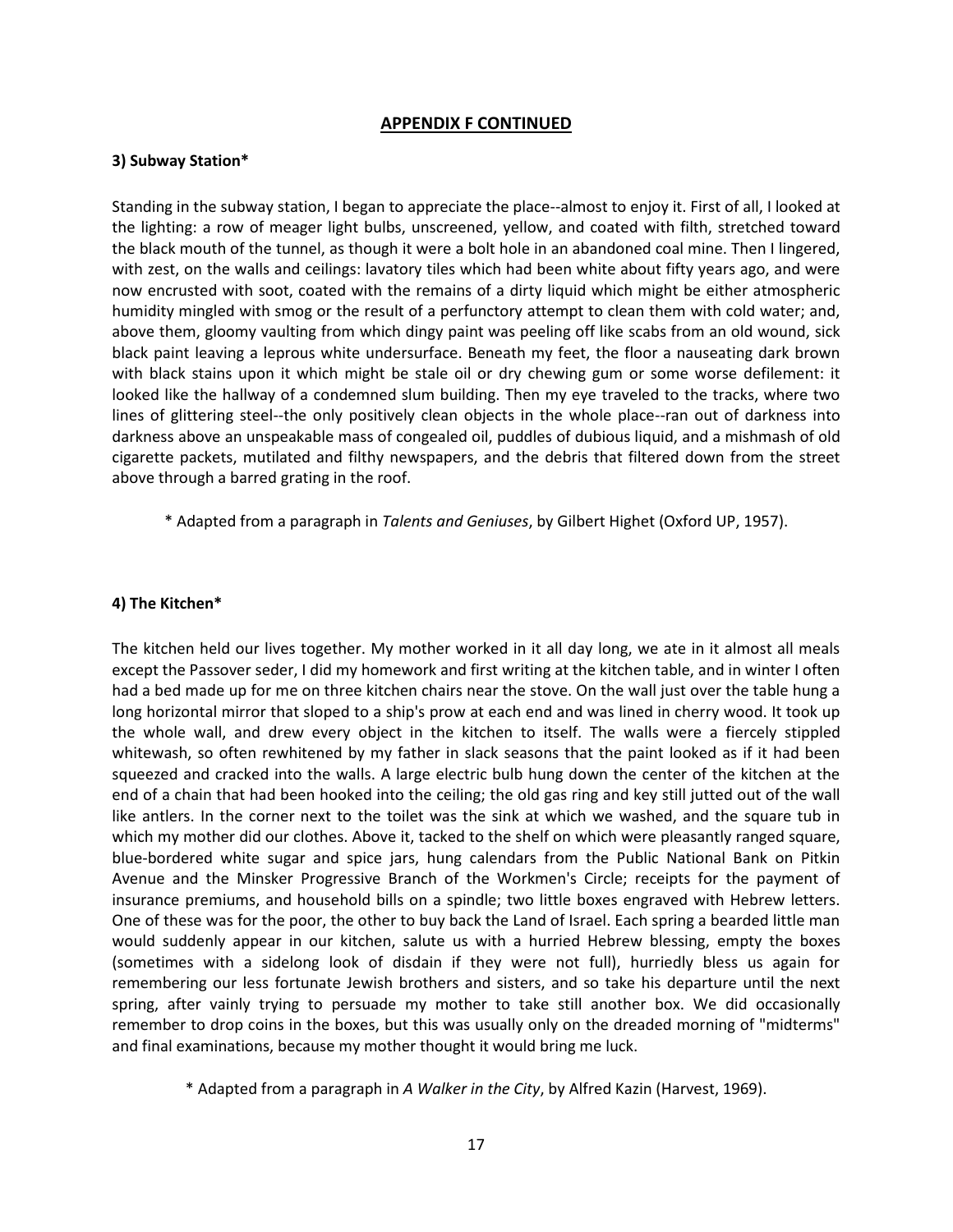## APPENDIX F CONTINUED

### 3) Subway Station*

Standing in the subway station, I began to appreciate the place--almost to enjoy it. First of all, I looked at the lighting: a row of meager light bulbs, unscreened, yellow, and coated with filth, stretched toward the black mouth of the tunnel, as though it were a bolt hole in an abandoned coal mine. Then I lingered, with zest, on the walls and ceilings: lavatory tiles which had been white about fifty years ago, and were now encrusted with soot, coated with the remains of a dirty liquid which might be either atmospheric humidity mingled with smog or the result of a perfunctory attempt to clean them with cold water; and, above them, gloomy vaulting from which dingy paint was peeling off like scabs from an old wound, sick black paint leaving a leprous white undersurface. Beneath my feet, the floor a nauseating dark brown with black stains upon it which might be stale oil or dry chewing gum or some worse defilement: it looked like the hallway of a condemned slum building. Then my eye traveled to the tracks, where two lines of glittering steel--the only positively clean objects in the whole place--ran out of darkness into darkness above an unspeakable mass of congealed oil, puddles of dubious liquid, and a mishmash of old cigarette packets, mutilated and filthy newspapers, and the debris that filtered down from the street above through a barred grating in the roof.

\* Adapted from a paragraph in *Talents and Geniuses*, by Gilbert Highet (Oxford UP, 1957).

### 4) The Kitchen*

The kitchen held our lives together. My mother worked in it all day long, we ate in it almost all meals except the Passover seder, I did my homework and first writing at the kitchen table, and in winter I often had a bed made up for me on three kitchen chairs near the stove. On the wall just over the table hung a long horizontal mirror that sloped to a ship's prow at each end and was lined in cherry wood. It took up the whole wall, and drew every object in the kitchen to itself. The walls were a fiercely stippled whitewash, so often rewhitened by my father in slack seasons that the paint looked as if it had been squeezed and cracked into the walls. A large electric bulb hung down the center of the kitchen at the end of a chain that had been hooked into the ceiling; the old gas ring and key still jutted out of the wall like antlers. In the corner next to the toilet was the sink at which we washed, and the square tub in which my mother did our clothes. Above it, tacked to the shelf on which were pleasantly ranged square, blue-bordered white sugar and spice jars, hung calendars from the Public National Bank on Pitkin Avenue and the Minsker Progressive Branch of the Workmen's Circle; receipts for the payment of insurance premiums, and household bills on a spindle; two little boxes engraved with Hebrew letters. One of these was for the poor, the other to buy back the Land of Israel. Each spring a bearded little man would suddenly appear in our kitchen, salute us with a hurried Hebrew blessing, empty the boxes (sometimes with a sidelong look of disdain if they were not full), hurriedly bless us again for remembering our less fortunate Jewish brothers and sisters, and so take his departure until the next spring, after vainly trying to persuade my mother to take still another box. We did occasionally remember to drop coins in the boxes, but this was usually only on the dreaded morning of "midterms" and final examinations, because my mother thought it would bring me luck.

\* Adapted from a paragraph in *A Walker in the City*, by Alfred Kazin (Harvest, 1969).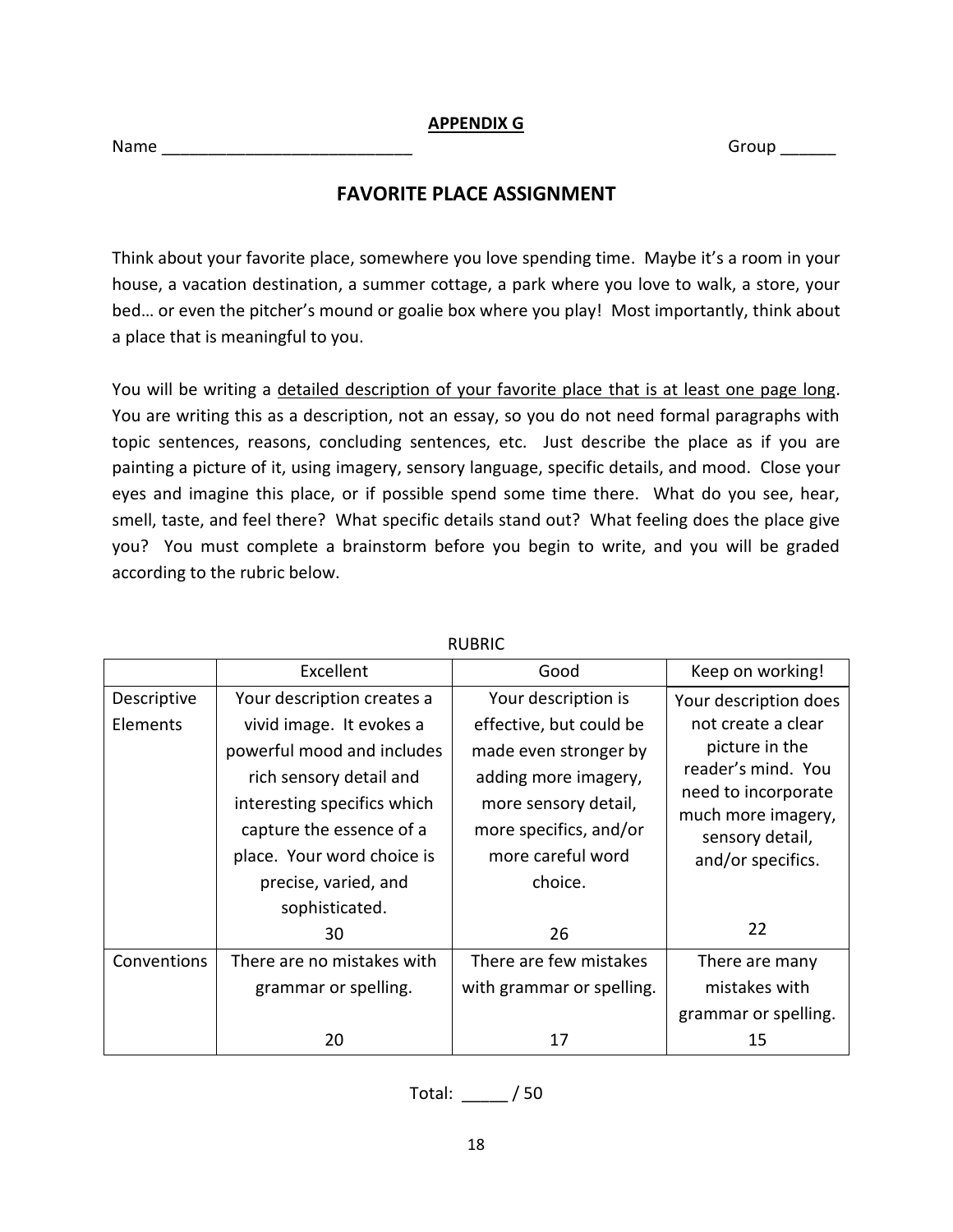**APPENDIX G**

Name ___________________________ Group ______

## FAVORITE PLACE ASSIGNMENT

Think about your favorite place, somewhere you love spending time. Maybe it's a room in your house, a vacation destination, a summer cottage, a park where you love to walk, a store, your bed… or even the pitcher's mound or goalie box where you play! Most importantly, think about a place that is meaningful to you.

You will be writing a <u>detailed description of your favorite place that is at least one page long</u>. You are writing this as a description, not an essay, so you do not need formal paragraphs with topic sentences, reasons, concluding sentences, etc. Just describe the place as if you are painting a picture of it, using imagery, sensory language, specific details, and mood. Close your eyes and imagine this place, or if possible spend some time there. What do you see, hear, smell, taste, and feel there? What specific details stand out? What feeling does the place give you? You must complete a brainstorm before you begin to write, and you will be graded according to the rubric below.

RUBRIC

| | Excellent | Good | Keep on working! |
|---|---|---|---|
| Descriptive Elements | Your description creates a vivid image. It evokes a powerful mood and includes rich sensory detail and interesting specifics which capture the essence of a place. Your word choice is precise, varied, and sophisticated. 30 | Your description is effective, but could be made even stronger by adding more imagery, more sensory detail, more specifics, and/or more careful word choice. 26 | Your description does not create a clear picture in the reader's mind. You need to incorporate much more imagery, sensory detail, and/or specifics. 22 |
| Conventions | There are no mistakes with grammar or spelling. 20 | There are few mistakes with grammar or spelling. 17 | There are many mistakes with grammar or spelling. 15 |

Total: _____ / 50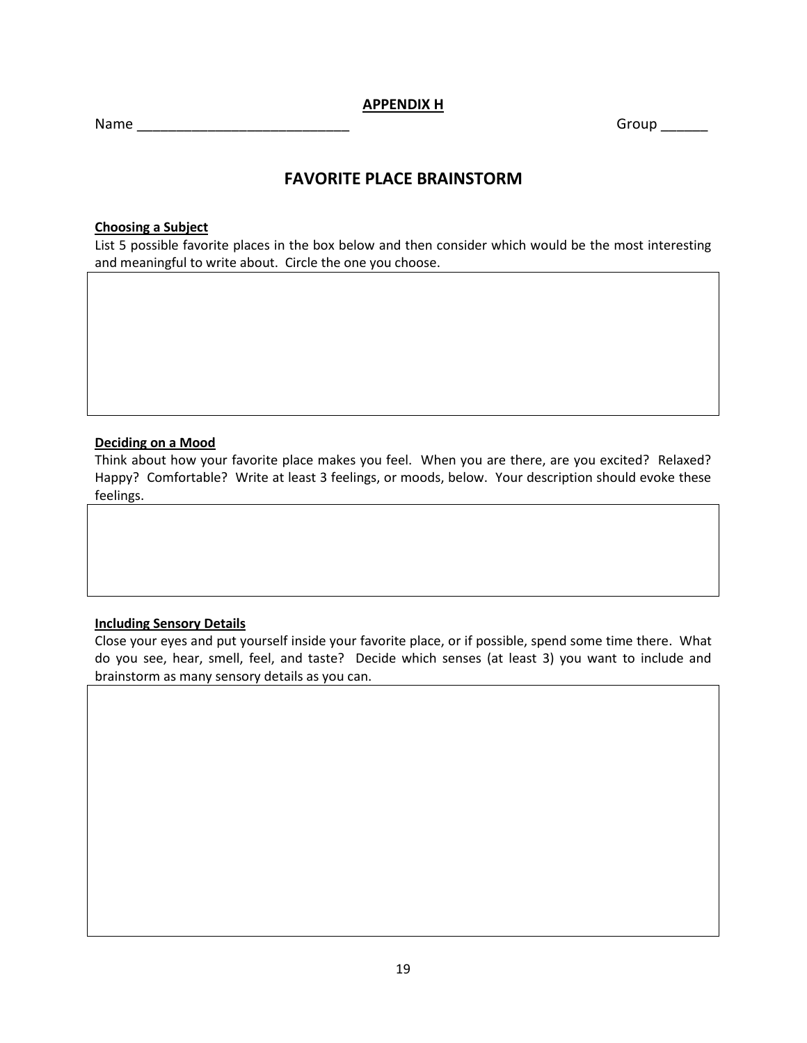**APPENDIX H**

Name ____________________________ Group ______

# FAVORITE PLACE BRAINSTORM

**Choosing a Subject**

List 5 possible favorite places in the box below and then consider which would be the most interesting and meaningful to write about. Circle the one you choose.

**Deciding on a Mood**

Think about how your favorite place makes you feel. When you are there, are you excited? Relaxed? Happy? Comfortable? Write at least 3 feelings, or moods, below. Your description should evoke these feelings.

**Including Sensory Details**

Close your eyes and put yourself inside your favorite place, or if possible, spend some time there. What do you see, hear, smell, feel, and taste? Decide which senses (at least 3) you want to include and brainstorm as many sensory details as you can.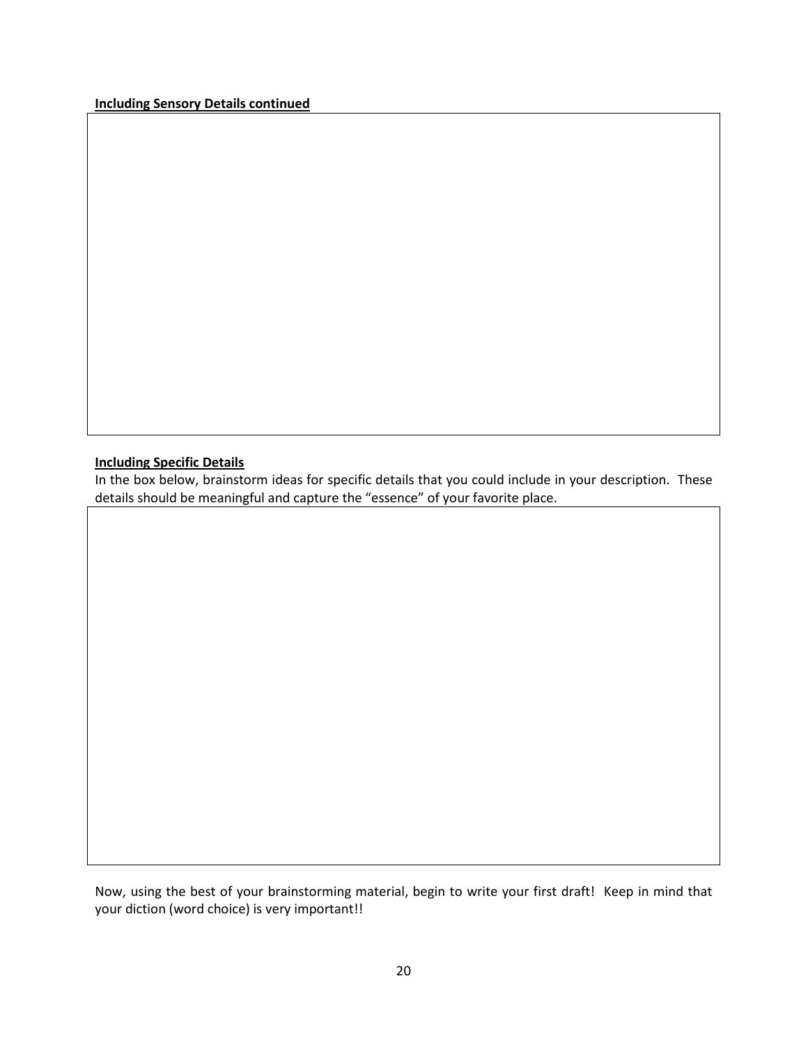**Including Sensory Details continued**

**Including Specific Details**

In the box below, brainstorm ideas for specific details that you could include in your description. These details should be meaningful and capture the "essence" of your favorite place.

Now, using the best of your brainstorming material, begin to write your first draft! Keep in mind that your diction (word choice) is very important!!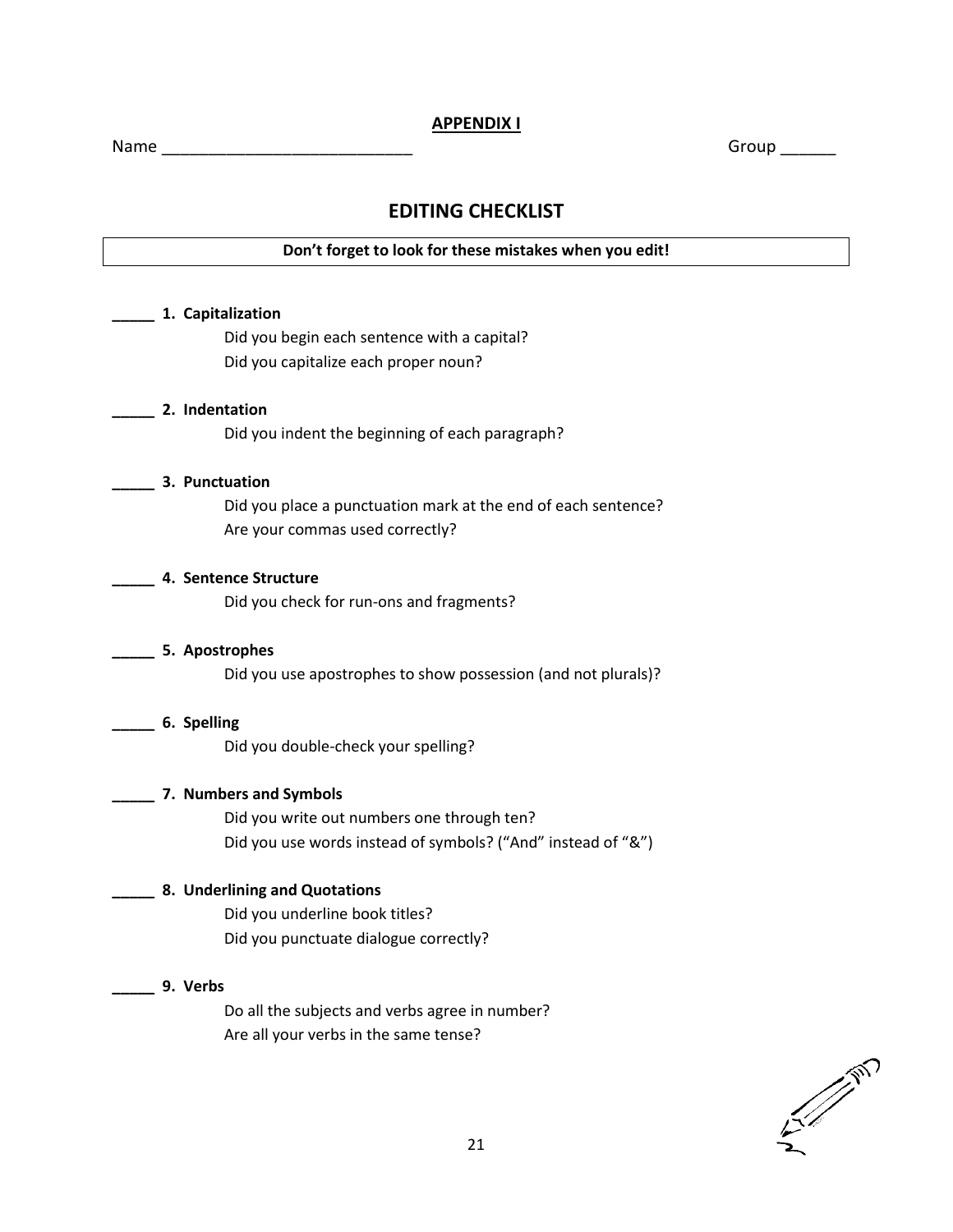**APPENDIX I**

Name ___________________________ Group ______

## EDITING CHECKLIST

**Don't forget to look for these mistakes when you edit!**

_____ **1. Capitalization**

Did you begin each sentence with a capital?
Did you capitalize each proper noun?

_____ **2. Indentation**

Did you indent the beginning of each paragraph?

_____ **3. Punctuation**

Did you place a punctuation mark at the end of each sentence?
Are your commas used correctly?

_____ **4. Sentence Structure**

Did you check for run-ons and fragments?

_____ **5. Apostrophes**

Did you use apostrophes to show possession (and not plurals)?

_____ **6. Spelling**

Did you double-check your spelling?

_____ **7. Numbers and Symbols**

Did you write out numbers one through ten?
Did you use words instead of symbols? ("And" instead of "&")

_____ **8. Underlining and Quotations**

Did you underline book titles?
Did you punctuate dialogue correctly?

_____ **9. Verbs**

Do all the subjects and verbs agree in number?
Are all your verbs in the same tense?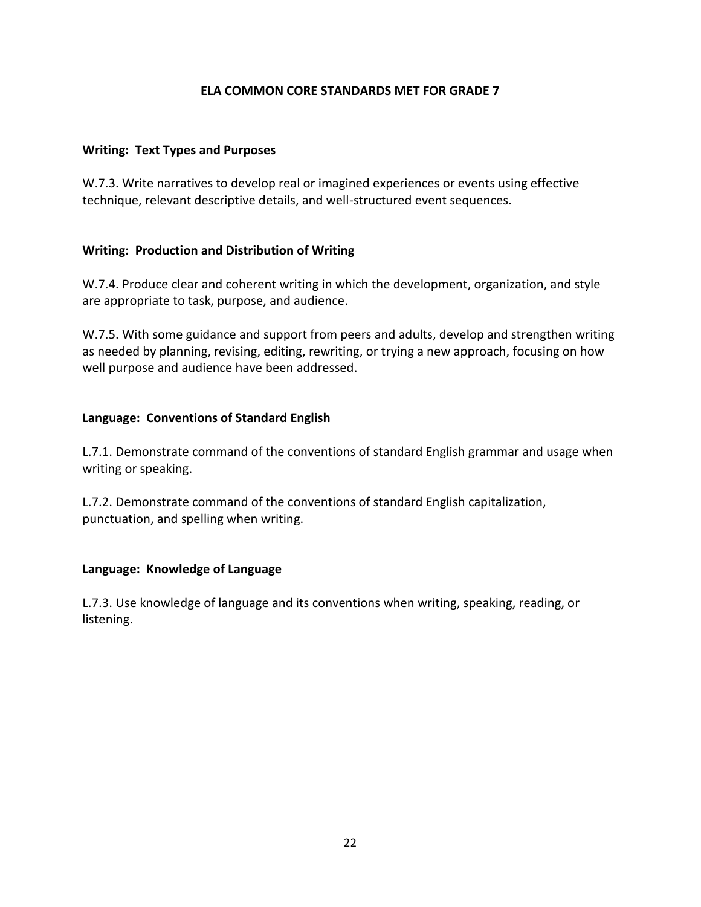# ELA COMMON CORE STANDARDS MET FOR GRADE 7

**Writing: Text Types and Purposes**

W.7.3. Write narratives to develop real or imagined experiences or events using effective technique, relevant descriptive details, and well-structured event sequences.

**Writing: Production and Distribution of Writing**

W.7.4. Produce clear and coherent writing in which the development, organization, and style are appropriate to task, purpose, and audience.

W.7.5. With some guidance and support from peers and adults, develop and strengthen writing as needed by planning, revising, editing, rewriting, or trying a new approach, focusing on how well purpose and audience have been addressed.

**Language: Conventions of Standard English**

L.7.1. Demonstrate command of the conventions of standard English grammar and usage when writing or speaking.

L.7.2. Demonstrate command of the conventions of standard English capitalization, punctuation, and spelling when writing.

**Language: Knowledge of Language**

L.7.3. Use knowledge of language and its conventions when writing, speaking, reading, or listening.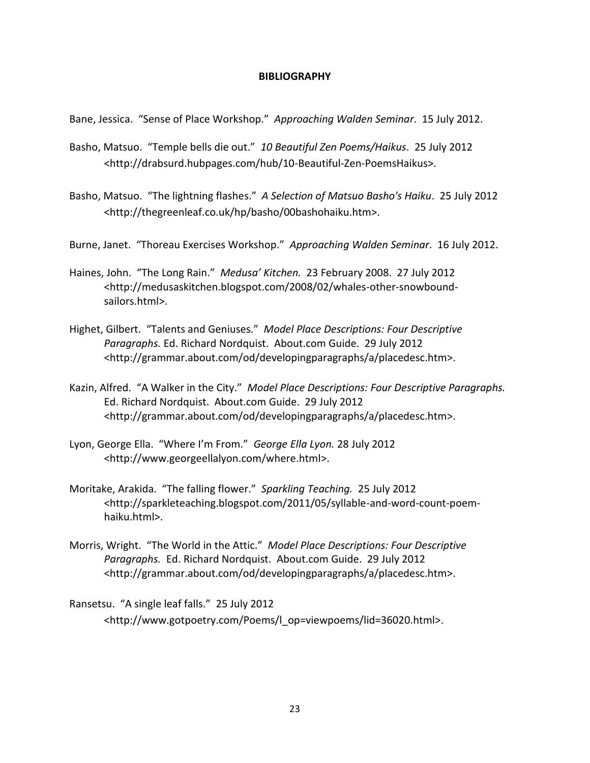**BIBLIOGRAPHY**

Bane, Jessica. "Sense of Place Workshop." *Approaching Walden Seminar*. 15 July 2012.

Basho, Matsuo. "Temple bells die out." *10 Beautiful Zen Poems/Haikus*. 25 July 2012 <http://drabsurd.hubpages.com/hub/10-Beautiful-Zen-PoemsHaikus>.

Basho, Matsuo. "The lightning flashes." *A Selection of Matsuo Basho's Haiku*. 25 July 2012 <http://thegreenleaf.co.uk/hp/basho/00bashohaiku.htm>.

Burne, Janet. "Thoreau Exercises Workshop." *Approaching Walden Seminar*. 16 July 2012.

Haines, John. "The Long Rain." *Medusa' Kitchen.* 23 February 2008. 27 July 2012 <http://medusaskitchen.blogspot.com/2008/02/whales-other-snowbound-sailors.html>.

Highet, Gilbert. "Talents and Geniuses." *Model Place Descriptions: Four Descriptive Paragraphs.* Ed. Richard Nordquist. About.com Guide. 29 July 2012 <http://grammar.about.com/od/developingparagraphs/a/placedesc.htm>.

Kazin, Alfred. "A Walker in the City." *Model Place Descriptions: Four Descriptive Paragraphs.* Ed. Richard Nordquist. About.com Guide. 29 July 2012 <http://grammar.about.com/od/developingparagraphs/a/placedesc.htm>.

Lyon, George Ella. "Where I'm From." *George Ella Lyon.* 28 July 2012 <http://www.georgeellalyon.com/where.html>.

Moritake, Arakida. "The falling flower." *Sparkling Teaching.* 25 July 2012 <http://sparkleteaching.blogspot.com/2011/05/syllable-and-word-count-poem-haiku.html>.

Morris, Wright. "The World in the Attic." *Model Place Descriptions: Four Descriptive Paragraphs.* Ed. Richard Nordquist. About.com Guide. 29 July 2012 <http://grammar.about.com/od/developingparagraphs/a/placedesc.htm>.

Ransetsu. "A single leaf falls." 25 July 2012 <http://www.gotpoetry.com/Poems/l_op=viewpoems/lid=36020.html>.